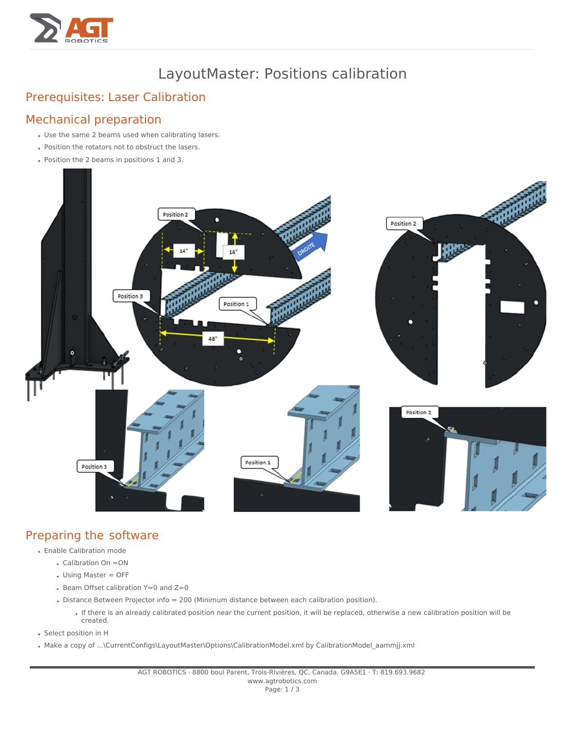# LayoutMaster: Positions calibration

## Prerequisites: Laser Calibration

## Mechanical preparation

- Use the same 2 beams used when calibrating lasers.
- Position the rotators not to obstruct the lasers.
- Position the 2 beams in positions 1 and 3.

## Preparing the software

- Enable Calibration mode
  - Calibration On =ON
  - Using Master = OFF
  - Beam Offset calibration Y=0 and Z=0
  - Distance Between Projector info = 200 (Minimum distance between each calibration position).
    - If there is an already calibrated position near the current position, it will be replaced, otherwise a new calibration position will be created.
- Select position in H
- Make a copy of ...\CurrentConfigs\LayoutMaster\Options\CalibrationModel.xml by CalibrationModel_aammjj.xml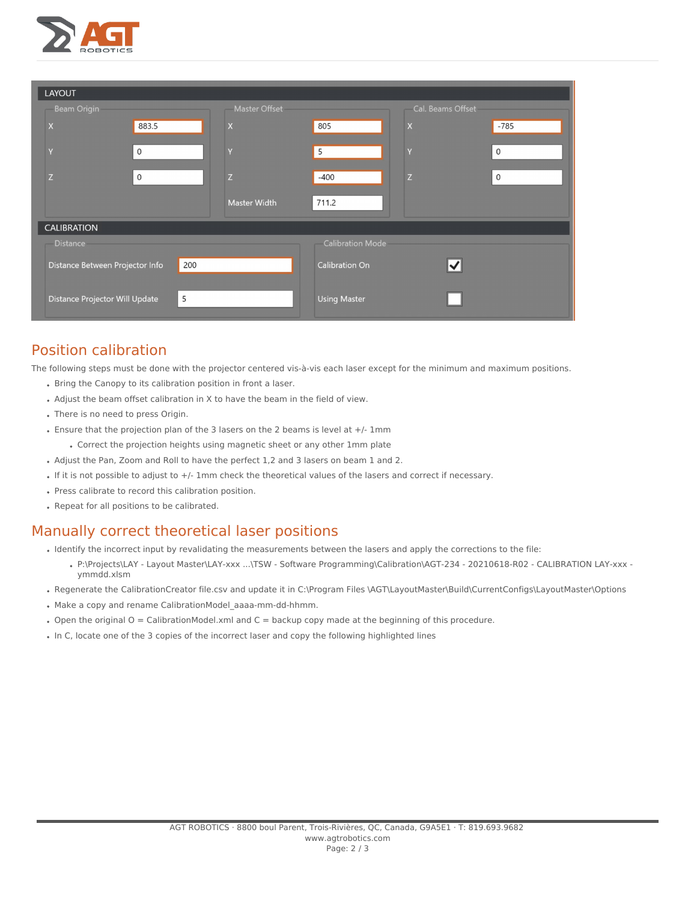| LAYOUT | | | | | |
|---|---|---|---|---|---|
| **Beam Origin** | | **Master Offset** | | **Cal. Beams Offset** | |
| X | 883.5 | X | 805 | X | -785 |
| Y | 0 | Y | 5 | Y | 0 |
| Z | 0 | Z | -400 | Z | 0 |
| | | Master Width | 711.2 | | |

| CALIBRATION | | | |
|---|---|---|---|
| **Distance** | | **Calibration Mode** | |
| Distance Between Projector Info | 200 | Calibration On | ☑ |
| Distance Projector Will Update | 5 | Using Master | ☐ |

## Position calibration

The following steps must be done with the projector centered vis-à-vis each laser except for the minimum and maximum positions.

- Bring the Canopy to its calibration position in front a laser.
- Adjust the beam offset calibration in X to have the beam in the field of view.
- There is no need to press Origin.
- Ensure that the projection plan of the 3 lasers on the 2 beams is level at +/- 1mm
  - Correct the projection heights using magnetic sheet or any other 1mm plate
- Adjust the Pan, Zoom and Roll to have the perfect 1,2 and 3 lasers on beam 1 and 2.
- If it is not possible to adjust to +/- 1mm check the theoretical values of the lasers and correct if necessary.
- Press calibrate to record this calibration position.
- Repeat for all positions to be calibrated.

## Manually correct theoretical laser positions

- Identify the incorrect input by revalidating the measurements between the lasers and apply the corrections to the file:
  - P:\Projects\LAY - Layout Master\LAY-xxx ...\TSW - Software Programming\Calibration\AGT-234 - 20210618-R02 - CALIBRATION LAY-xxx - ymmdd.xlsm
- Regenerate the CalibrationCreator file.csv and update it in C:\Program Files \AGT\LayoutMaster\Build\CurrentConfigs\LayoutMaster\Options
- Make a copy and rename CalibrationModel_aaaa-mm-dd-hhmm.
- Open the original O = CalibrationModel.xml and C = backup copy made at the beginning of this procedure.
- In C, locate one of the 3 copies of the incorrect laser and copy the following highlighted lines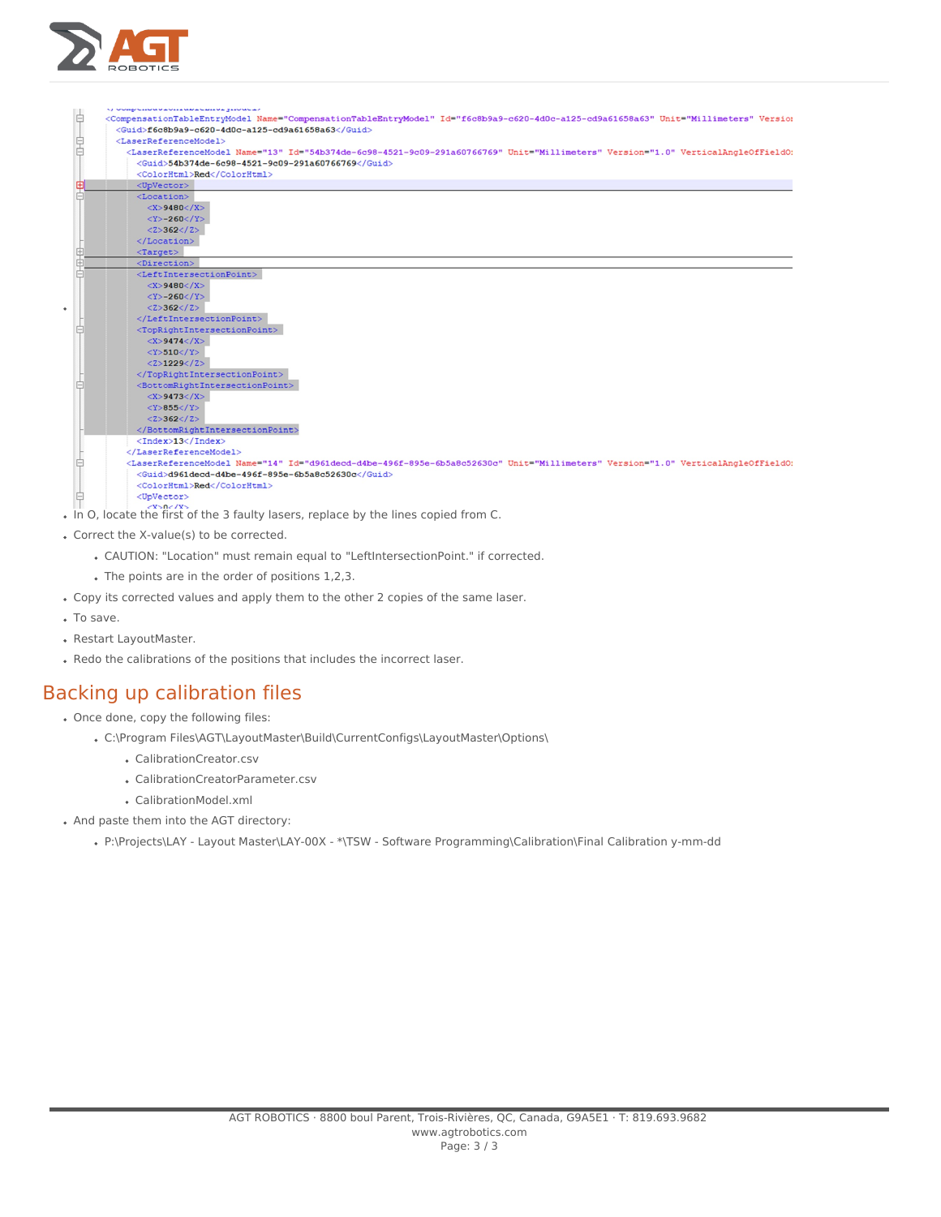```xml
</CompensationTableEntryModel>
<CompensationTableEntryModel Name="CompensationTableEntryModel" Id="f6c8b9a9-c620-4d0c-a125-cd9a61658a63" Unit="Millimeters" Versio
  <Guid>f6c8b9a9-c620-4d0c-a125-cd9a61658a63</Guid>
  <LaserReferenceModel>
    <LaserReferenceModel Name="13" Id="54b374de-6c98-4521-9c09-291a60766769" Unit="Millimeters" Version="1.0" VerticalAngleOfFieldO:
      <Guid>54b374de-6c98-4521-9c09-291a60766769</Guid>
      <ColorHtml>Red</ColorHtml>
      <UpVector>
      <Location>
        <X>9480</X>
        <Y>-260</Y>
        <Z>362</Z>
      </Location>
      <Target>
      <Direction>
      <LeftIntersectionPoint>
        <X>9480</X>
        <Y>-260</Y>
        <Z>362</Z>
      </LeftIntersectionPoint>
      <TopRightIntersectionPoint>
        <X>9474</X>
        <Y>510</Y>
        <Z>1229</Z>
      </TopRightIntersectionPoint>
      <BottomRightIntersectionPoint>
        <X>9473</X>
        <Y>855</Y>
        <Z>362</Z>
      </BottomRightIntersectionPoint>
      <Index>13</Index>
    </LaserReferenceModel>
    <LaserReferenceModel Name="14" Id="d961decd-d4be-496f-895e-6b5a8c52630c" Unit="Millimeters" Version="1.0" VerticalAngleOfFieldO:
      <Guid>d961decd-d4be-496f-895e-6b5a8c52630c</Guid>
      <ColorHtml>Red</ColorHtml>
      <UpVector>
        <X>0</X>
```

- In O, locate the first of the 3 faulty lasers, replace by the lines copied from C.
- Correct the X-value(s) to be corrected.
  - CAUTION: "Location" must remain equal to "LeftIntersectionPoint." if corrected.
  - The points are in the order of positions 1,2,3.
- Copy its corrected values and apply them to the other 2 copies of the same laser.
- To save.
- Restart LayoutMaster.
- Redo the calibrations of the positions that includes the incorrect laser.

## Backing up calibration files

- Once done, copy the following files:
  - C:\Program Files\AGT\LayoutMaster\Build\CurrentConfigs\LayoutMaster\Options\
    - CalibrationCreator.csv
    - CalibrationCreatorParameter.csv
    - CalibrationModel.xml
- And paste them into the AGT directory:
  - P:\Projects\LAY - Layout Master\LAY-00X - *\TSW - Software Programming\Calibration\Final Calibration y-mm-dd